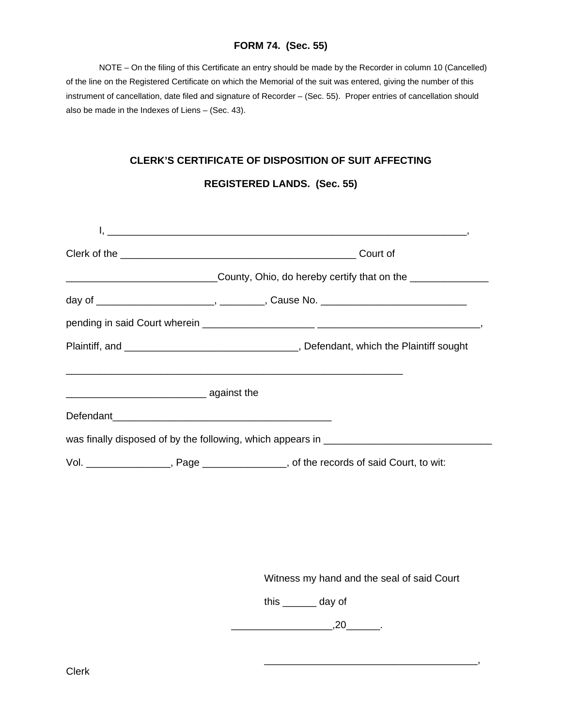**FORM 74. (Sec. 55)**

NOTE – On the filing of this Certificate an entry should be made by the Recorder in column 10 (Cancelled) of the line on the Registered Certificate on which the Memorial of the suit was entered, giving the number of this instrument of cancellation, date filed and signature of Recorder – (Sec. 55). Proper entries of cancellation should also be made in the Indexes of Liens – (Sec. 43).

## CLERK'S CERTIFICATE OF DISPOSITION OF SUIT AFFECTING REGISTERED LANDS. (Sec. 55)

I, ________________________________________________________________,

Clerk of the __________________________________________ Court of

___________________________County, Ohio, do hereby certify that on the ______________

day of _____________________, ________, Cause No. __________________________

pending in said Court wherein ____________________ ______________________________,

Plaintiff, and _______________________________, Defendant, which the Plaintiff sought

____________________________________________________________

_________________________ against the

Defendant_______________________________________

was finally disposed of by the following, which appears in ______________________________

Vol. _______________, Page _______________, of the records of said Court, to wit:

Witness my hand and the seal of said Court

this ______ day of

__________________,20______.

______________________________________,

Clerk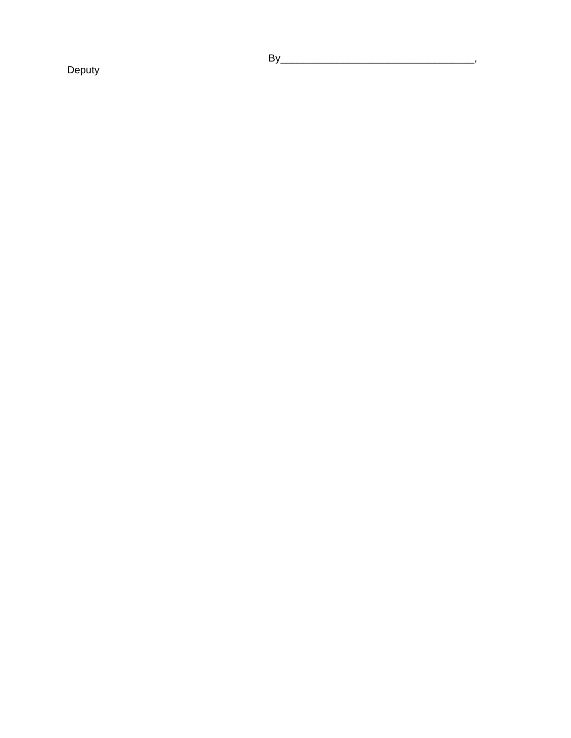By___________________________________, Deputy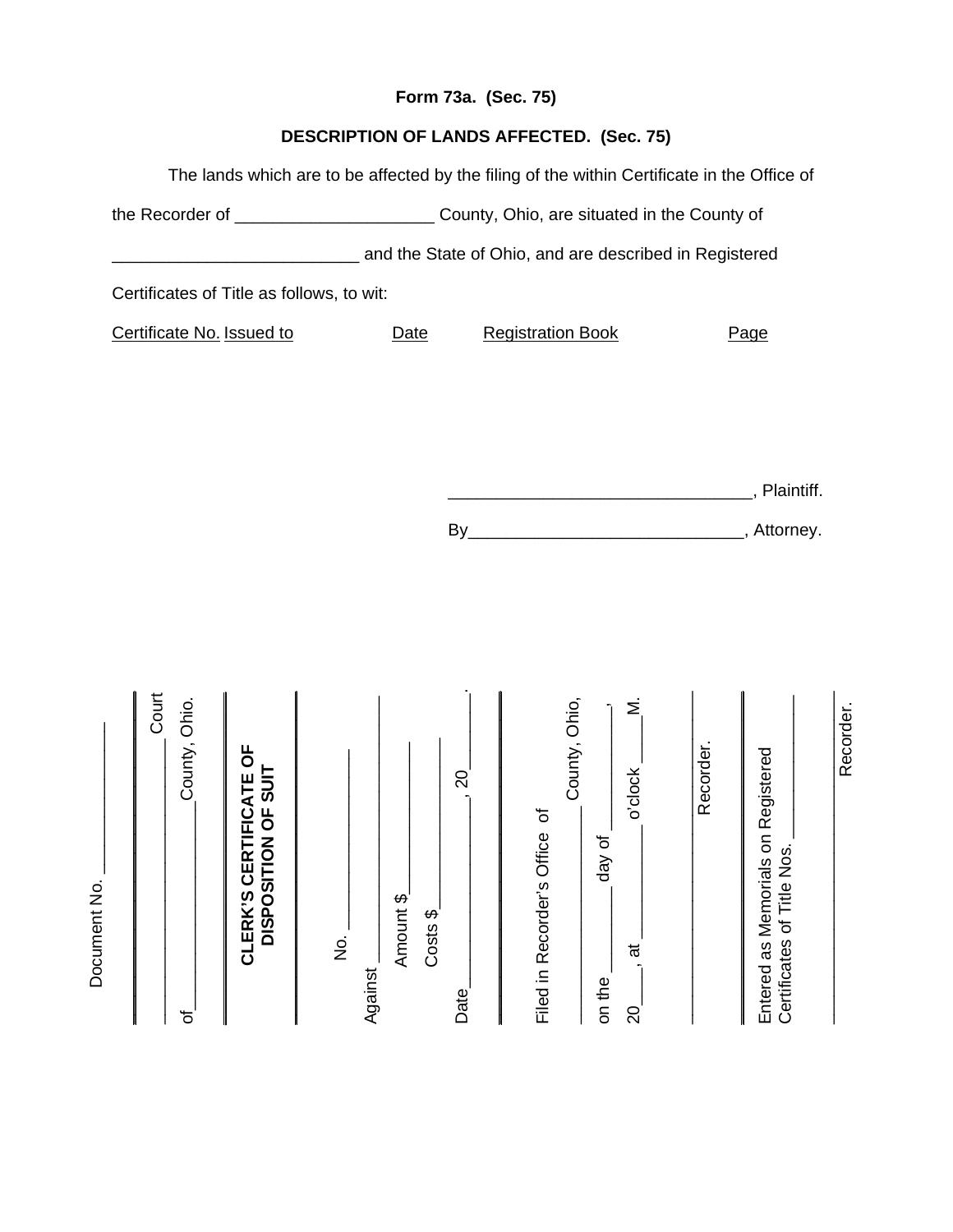**Form 73a. (Sec. 75)**

**DESCRIPTION OF LANDS AFFECTED. (Sec. 75)**

The lands which are to be affected by the filing of the within Certificate in the Office of the Recorder of _____________________ County, Ohio, are situated in the County of __________________________ and the State of Ohio, and are described in Registered Certificates of Title as follows, to wit:

| Certificate No. | Issued to | Date | Registration Book | Page |
|---|---|---|---|---|
| | | | | |

_______________________________, Plaintiff.

By_____________________________, Attorney.

---

Document No. __________

__________ Court

of__________County, Ohio.

**CLERK'S CERTIFICATE OF DISPOSITION OF SUIT**

No. __________

Against __________

Amount $__________

Costs $__________

Date__________, 20____.

Filed in Recorder's Office of __________County, Ohio,

on the ______day of __________,

20____, at ________o'clock ____M.

__________ Recorder.

Entered as Memorials on Registered Certificates of Title Nos. __________

__________ Recorder.